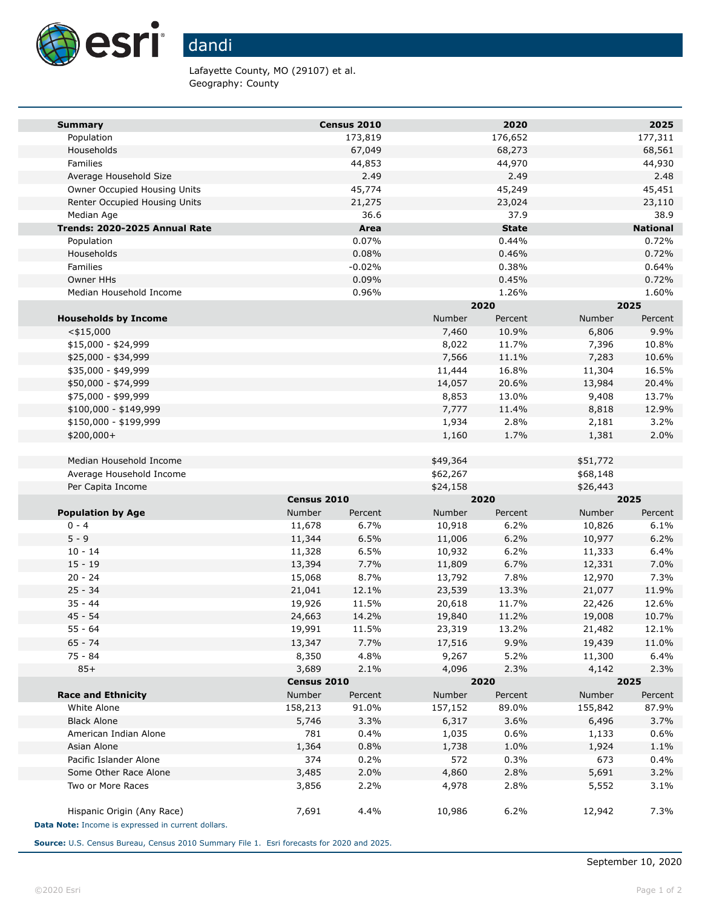# dandi

Lafayette County, MO (29107) et al.
Geography: County

| Summary | Census 2010 | 2020 | 2025 |
|---|---|---|---|
| Population | 173,819 | 176,652 | 177,311 |
| Households | 67,049 | 68,273 | 68,561 |
| Families | 44,853 | 44,970 | 44,930 |
| Average Household Size | 2.49 | 2.49 | 2.48 |
| Owner Occupied Housing Units | 45,774 | 45,249 | 45,451 |
| Renter Occupied Housing Units | 21,275 | 23,024 | 23,110 |
| Median Age | 36.6 | 37.9 | 38.9 |
| **Trends: 2020-2025 Annual Rate** | **Area** | **State** | **National** |
| Population | 0.07% | 0.44% | 0.72% |
| Households | 0.08% | 0.46% | 0.72% |
| Families | -0.02% | 0.38% | 0.64% |
| Owner HHs | 0.09% | 0.45% | 0.72% |
| Median Household Income | 0.96% | 1.26% | 1.60% |

| | 2020 | | 2025 | |
|---|---|---|---|---|
| **Households by Income** | Number | Percent | Number | Percent |
| <$15,000 | 7,460 | 10.9% | 6,806 | 9.9% |
| $15,000 - $24,999 | 8,022 | 11.7% | 7,396 | 10.8% |
| $25,000 - $34,999 | 7,566 | 11.1% | 7,283 | 10.6% |
| $35,000 - $49,999 | 11,444 | 16.8% | 11,304 | 16.5% |
| $50,000 - $74,999 | 14,057 | 20.6% | 13,984 | 20.4% |
| $75,000 - $99,999 | 8,853 | 13.0% | 9,408 | 13.7% |
| $100,000 - $149,999 | 7,777 | 11.4% | 8,818 | 12.9% |
| $150,000 - $199,999 | 1,934 | 2.8% | 2,181 | 3.2% |
| $200,000+ | 1,160 | 1.7% | 1,381 | 2.0% |
| | | | | |
| Median Household Income | $49,364 | | $51,772 | |
| Average Household Income | $62,267 | | $68,148 | |
| Per Capita Income | $24,158 | | $26,443 | |

| | Census 2010 | | 2020 | | 2025 | |
|---|---|---|---|---|---|---|
| **Population by Age** | Number | Percent | Number | Percent | Number | Percent |
| 0 - 4 | 11,678 | 6.7% | 10,918 | 6.2% | 10,826 | 6.1% |
| 5 - 9 | 11,344 | 6.5% | 11,006 | 6.2% | 10,977 | 6.2% |
| 10 - 14 | 11,328 | 6.5% | 10,932 | 6.2% | 11,333 | 6.4% |
| 15 - 19 | 13,394 | 7.7% | 11,809 | 6.7% | 12,331 | 7.0% |
| 20 - 24 | 15,068 | 8.7% | 13,792 | 7.8% | 12,970 | 7.3% |
| 25 - 34 | 21,041 | 12.1% | 23,539 | 13.3% | 21,077 | 11.9% |
| 35 - 44 | 19,926 | 11.5% | 20,618 | 11.7% | 22,426 | 12.6% |
| 45 - 54 | 24,663 | 14.2% | 19,840 | 11.2% | 19,008 | 10.7% |
| 55 - 64 | 19,991 | 11.5% | 23,319 | 13.2% | 21,482 | 12.1% |
| 65 - 74 | 13,347 | 7.7% | 17,516 | 9.9% | 19,439 | 11.0% |
| 75 - 84 | 8,350 | 4.8% | 9,267 | 5.2% | 11,300 | 6.4% |
| 85+ | 3,689 | 2.1% | 4,096 | 2.3% | 4,142 | 2.3% |

| | Census 2010 | | 2020 | | 2025 | |
|---|---|---|---|---|---|---|
| **Race and Ethnicity** | Number | Percent | Number | Percent | Number | Percent |
| White Alone | 158,213 | 91.0% | 157,152 | 89.0% | 155,842 | 87.9% |
| Black Alone | 5,746 | 3.3% | 6,317 | 3.6% | 6,496 | 3.7% |
| American Indian Alone | 781 | 0.4% | 1,035 | 0.6% | 1,133 | 0.6% |
| Asian Alone | 1,364 | 0.8% | 1,738 | 1.0% | 1,924 | 1.1% |
| Pacific Islander Alone | 374 | 0.2% | 572 | 0.3% | 673 | 0.4% |
| Some Other Race Alone | 3,485 | 2.0% | 4,860 | 2.8% | 5,691 | 3.2% |
| Two or More Races | 3,856 | 2.2% | 4,978 | 2.8% | 5,552 | 3.1% |
| | | | | | | |
| Hispanic Origin (Any Race) | 7,691 | 4.4% | 10,986 | 6.2% | 12,942 | 7.3% |

**Data Note:** Income is expressed in current dollars.

**Source:** U.S. Census Bureau, Census 2010 Summary File 1. Esri forecasts for 2020 and 2025.

September 10, 2020

©2020 Esri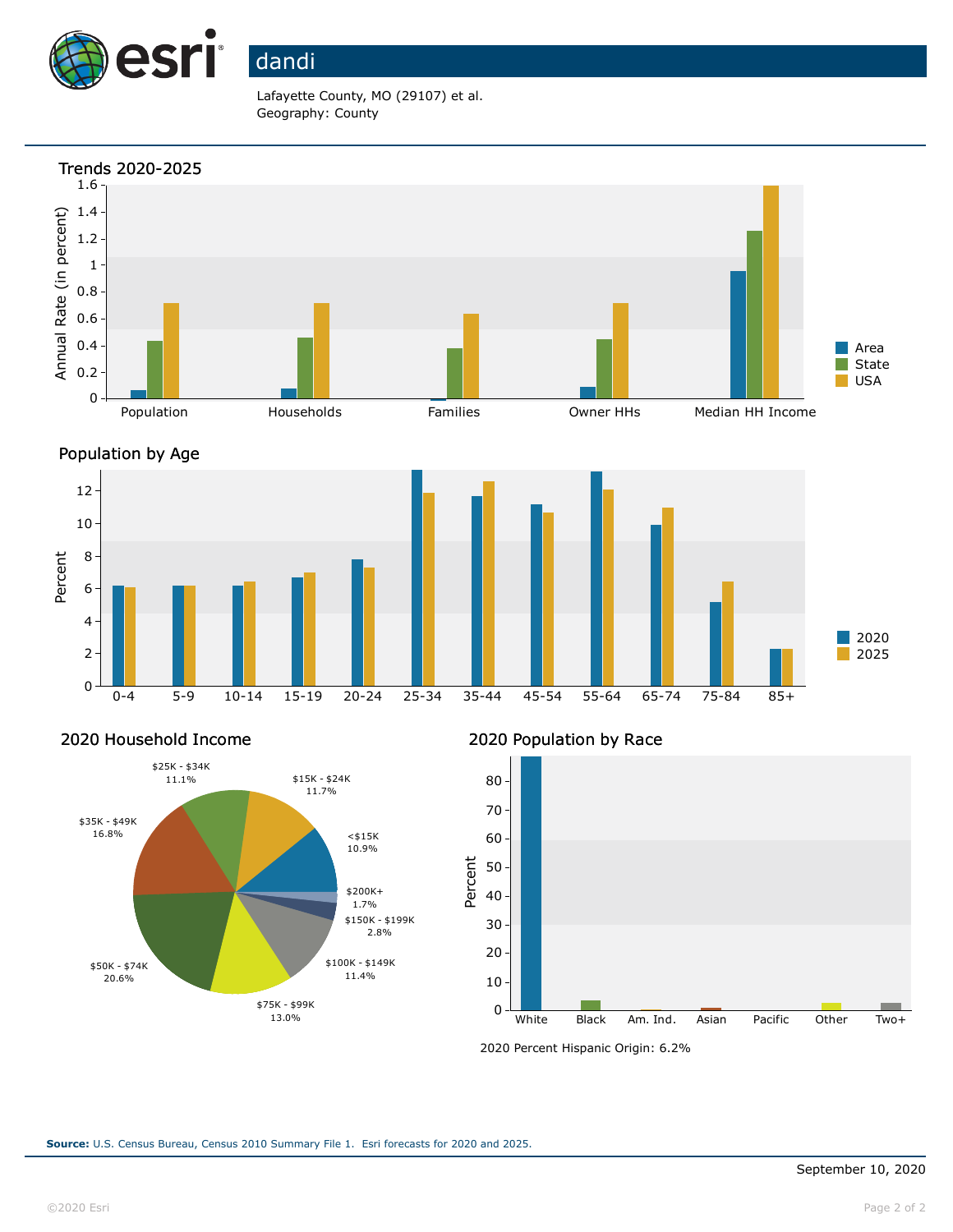# dandi

Lafayette County, MO (29107) et al.
Geography: County

## Trends 2020-2025

Annual Rate (in percent)

1.6
1.4
1.2
1
0.8
0.6
0.4
0.2
0

Population
Households
Families
Owner HHs
Median HH Income

Area
State
USA

## Population by Age

Percent

12
10
8
6
4
2
0

0-4
5-9
10-14
15-19
20-24
25-34
35-44
45-54
55-64
65-74
75-84
85+

2020
2025

## 2020 Household Income

$25K - $34K
11.1%

$15K - $24K
11.7%

$35K - $49K
16.8%

<$15K
10.9%

$200K+
1.7%

$150K - $199K
2.8%

$100K - $149K
11.4%

$50K - $74K
20.6%

$75K - $99K
13.0%

## 2020 Population by Race

Percent

80
70
60
50
40
30
20
10
0

White
Black
Am. Ind.
Asian
Pacific
Other
Two+

2020 Percent Hispanic Origin: 6.2%

**Source:** U.S. Census Bureau, Census 2010 Summary File 1. Esri forecasts for 2020 and 2025.

September 10, 2020

©2020 Esri